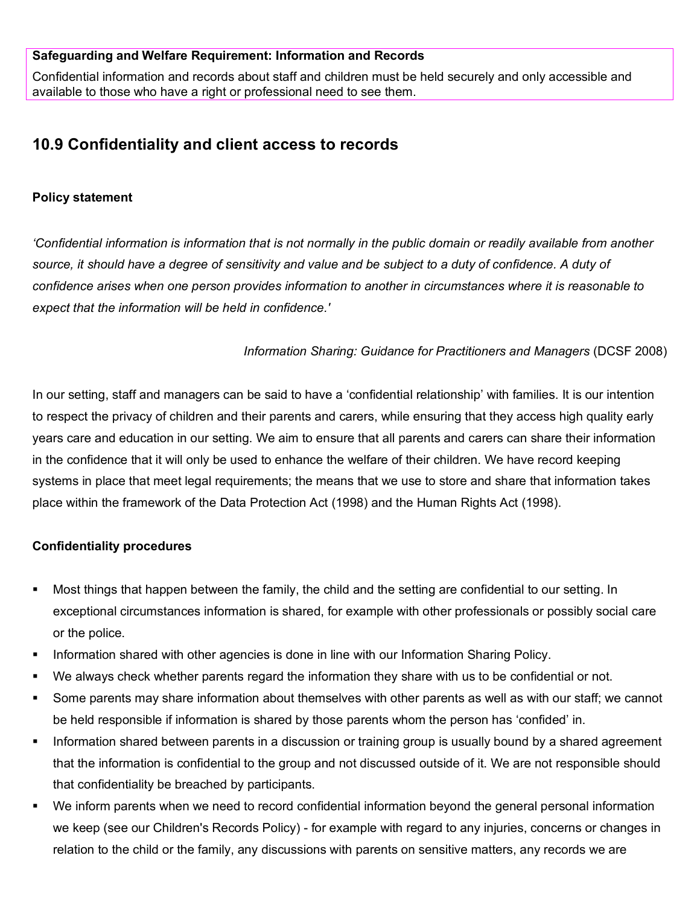**Safeguarding and Welfare Requirement: Information and Records**

Confidential information and records about staff and children must be held securely and only accessible and available to those who have a right or professional need to see them.

## 10.9 Confidentiality and client access to records

### Policy statement

*'Confidential information is information that is not normally in the public domain or readily available from another source, it should have a degree of sensitivity and value and be subject to a duty of confidence. A duty of confidence arises when one person provides information to another in circumstances where it is reasonable to expect that the information will be held in confidence.'*

*Information Sharing: Guidance for Practitioners and Managers* (DCSF 2008)

In our setting, staff and managers can be said to have a 'confidential relationship' with families. It is our intention to respect the privacy of children and their parents and carers, while ensuring that they access high quality early years care and education in our setting. We aim to ensure that all parents and carers can share their information in the confidence that it will only be used to enhance the welfare of their children. We have record keeping systems in place that meet legal requirements; the means that we use to store and share that information takes place within the framework of the Data Protection Act (1998) and the Human Rights Act (1998).

### Confidentiality procedures

- Most things that happen between the family, the child and the setting are confidential to our setting. In exceptional circumstances information is shared, for example with other professionals or possibly social care or the police.
- Information shared with other agencies is done in line with our Information Sharing Policy.
- We always check whether parents regard the information they share with us to be confidential or not.
- Some parents may share information about themselves with other parents as well as with our staff; we cannot be held responsible if information is shared by those parents whom the person has 'confided' in.
- Information shared between parents in a discussion or training group is usually bound by a shared agreement that the information is confidential to the group and not discussed outside of it. We are not responsible should that confidentiality be breached by participants.
- We inform parents when we need to record confidential information beyond the general personal information we keep (see our Children's Records Policy) - for example with regard to any injuries, concerns or changes in relation to the child or the family, any discussions with parents on sensitive matters, any records we are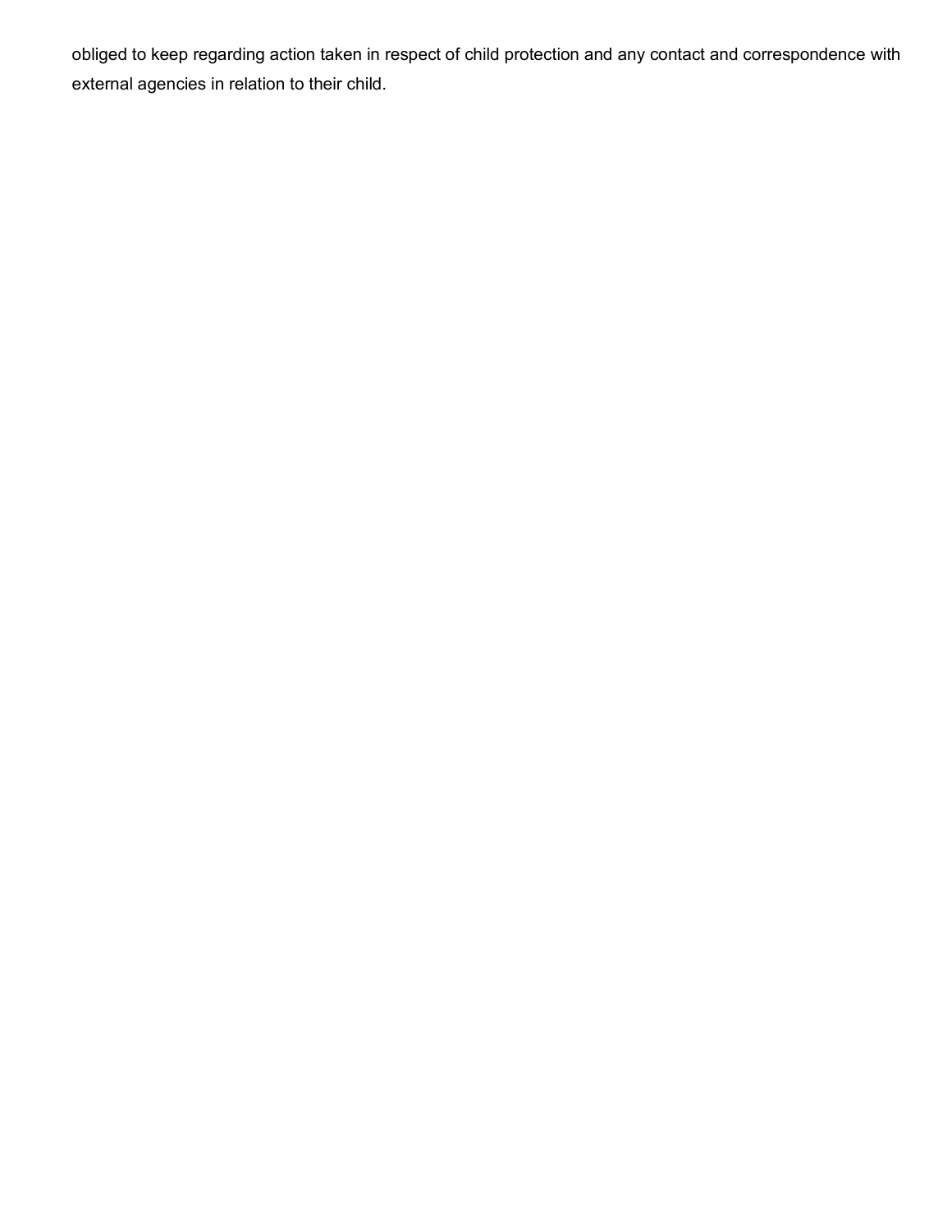obliged to keep regarding action taken in respect of child protection and any contact and correspondence with external agencies in relation to their child.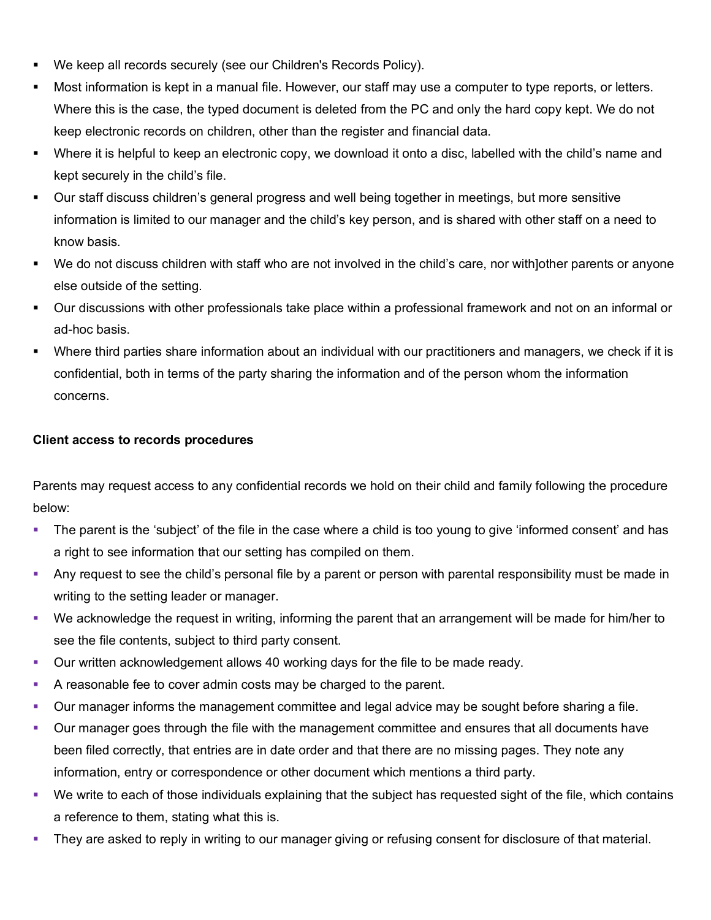- We keep all records securely (see our Children's Records Policy).
- Most information is kept in a manual file. However, our staff may use a computer to type reports, or letters. Where this is the case, the typed document is deleted from the PC and only the hard copy kept. We do not keep electronic records on children, other than the register and financial data.
- Where it is helpful to keep an electronic copy, we download it onto a disc, labelled with the child's name and kept securely in the child's file.
- Our staff discuss children's general progress and well being together in meetings, but more sensitive information is limited to our manager and the child's key person, and is shared with other staff on a need to know basis.
- We do not discuss children with staff who are not involved in the child's care, nor with]other parents or anyone else outside of the setting.
- Our discussions with other professionals take place within a professional framework and not on an informal or ad-hoc basis.
- Where third parties share information about an individual with our practitioners and managers, we check if it is confidential, both in terms of the party sharing the information and of the person whom the information concerns.

**Client access to records procedures**

Parents may request access to any confidential records we hold on their child and family following the procedure below:

- The parent is the 'subject' of the file in the case where a child is too young to give 'informed consent' and has a right to see information that our setting has compiled on them.
- Any request to see the child's personal file by a parent or person with parental responsibility must be made in writing to the setting leader or manager.
- We acknowledge the request in writing, informing the parent that an arrangement will be made for him/her to see the file contents, subject to third party consent.
- Our written acknowledgement allows 40 working days for the file to be made ready.
- A reasonable fee to cover admin costs may be charged to the parent.
- Our manager informs the management committee and legal advice may be sought before sharing a file.
- Our manager goes through the file with the management committee and ensures that all documents have been filed correctly, that entries are in date order and that there are no missing pages. They note any information, entry or correspondence or other document which mentions a third party.
- We write to each of those individuals explaining that the subject has requested sight of the file, which contains a reference to them, stating what this is.
- They are asked to reply in writing to our manager giving or refusing consent for disclosure of that material.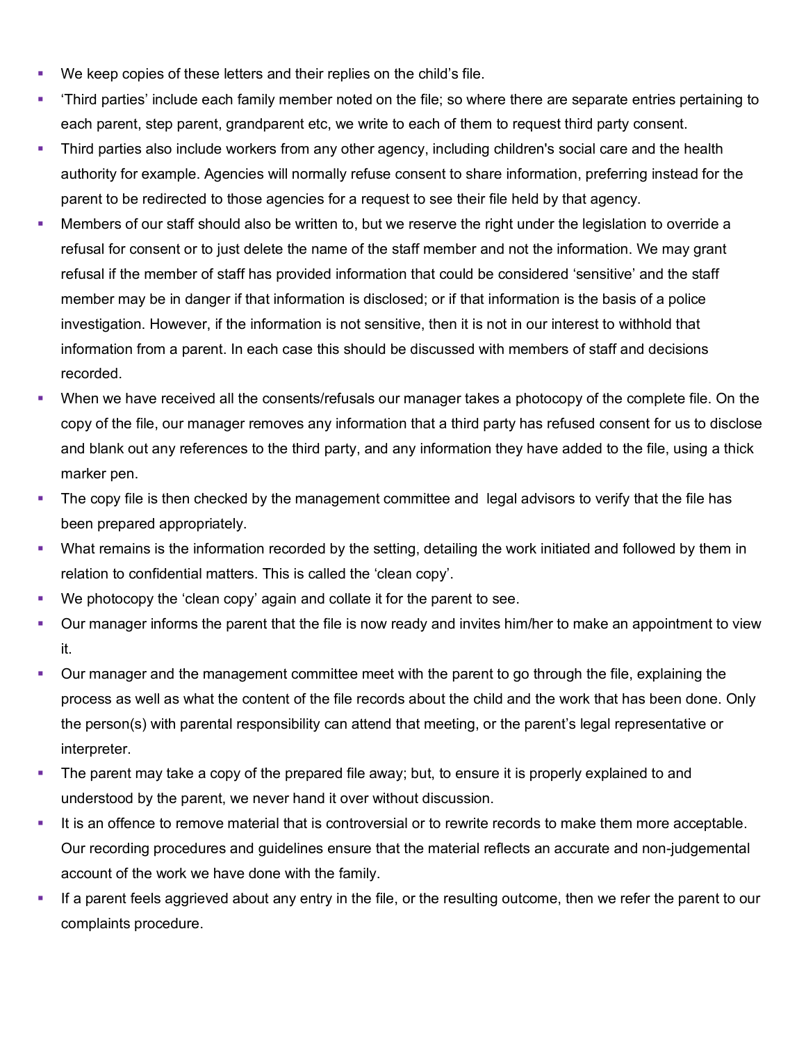- We keep copies of these letters and their replies on the child's file.
- 'Third parties' include each family member noted on the file; so where there are separate entries pertaining to each parent, step parent, grandparent etc, we write to each of them to request third party consent.
- Third parties also include workers from any other agency, including children's social care and the health authority for example. Agencies will normally refuse consent to share information, preferring instead for the parent to be redirected to those agencies for a request to see their file held by that agency.
- Members of our staff should also be written to, but we reserve the right under the legislation to override a refusal for consent or to just delete the name of the staff member and not the information. We may grant refusal if the member of staff has provided information that could be considered 'sensitive' and the staff member may be in danger if that information is disclosed; or if that information is the basis of a police investigation. However, if the information is not sensitive, then it is not in our interest to withhold that information from a parent. In each case this should be discussed with members of staff and decisions recorded.
- When we have received all the consents/refusals our manager takes a photocopy of the complete file. On the copy of the file, our manager removes any information that a third party has refused consent for us to disclose and blank out any references to the third party, and any information they have added to the file, using a thick marker pen.
- The copy file is then checked by the management committee and legal advisors to verify that the file has been prepared appropriately.
- What remains is the information recorded by the setting, detailing the work initiated and followed by them in relation to confidential matters. This is called the 'clean copy'.
- We photocopy the 'clean copy' again and collate it for the parent to see.
- Our manager informs the parent that the file is now ready and invites him/her to make an appointment to view it.
- Our manager and the management committee meet with the parent to go through the file, explaining the process as well as what the content of the file records about the child and the work that has been done. Only the person(s) with parental responsibility can attend that meeting, or the parent's legal representative or interpreter.
- The parent may take a copy of the prepared file away; but, to ensure it is properly explained to and understood by the parent, we never hand it over without discussion.
- It is an offence to remove material that is controversial or to rewrite records to make them more acceptable. Our recording procedures and guidelines ensure that the material reflects an accurate and non-judgemental account of the work we have done with the family.
- If a parent feels aggrieved about any entry in the file, or the resulting outcome, then we refer the parent to our complaints procedure.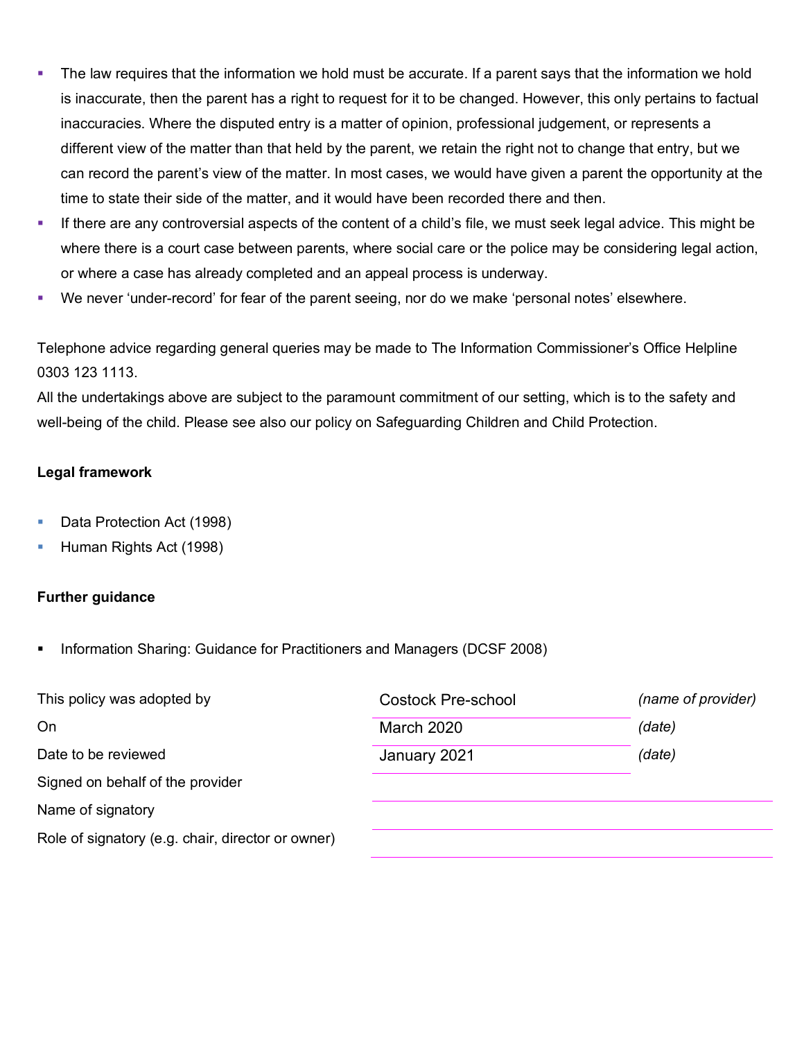- The law requires that the information we hold must be accurate. If a parent says that the information we hold is inaccurate, then the parent has a right to request for it to be changed. However, this only pertains to factual inaccuracies. Where the disputed entry is a matter of opinion, professional judgement, or represents a different view of the matter than that held by the parent, we retain the right not to change that entry, but we can record the parent's view of the matter. In most cases, we would have given a parent the opportunity at the time to state their side of the matter, and it would have been recorded there and then.
- If there are any controversial aspects of the content of a child's file, we must seek legal advice. This might be where there is a court case between parents, where social care or the police may be considering legal action, or where a case has already completed and an appeal process is underway.
- We never 'under-record' for fear of the parent seeing, nor do we make 'personal notes' elsewhere.

Telephone advice regarding general queries may be made to The Information Commissioner's Office Helpline 0303 123 1113.

All the undertakings above are subject to the paramount commitment of our setting, which is to the safety and well-being of the child. Please see also our policy on Safeguarding Children and Child Protection.

**Legal framework**

- Data Protection Act (1998)
- Human Rights Act (1998)

**Further guidance**

- Information Sharing: Guidance for Practitioners and Managers (DCSF 2008)

| | | |
|---|---|---|
| This policy was adopted by | Costock Pre-school | *(name of provider)* |
| On | March 2020 | *(date)* |
| Date to be reviewed | January 2021 | *(date)* |
| Signed on behalf of the provider | | |
| Name of signatory | | |
| Role of signatory (e.g. chair, director or owner) | | |